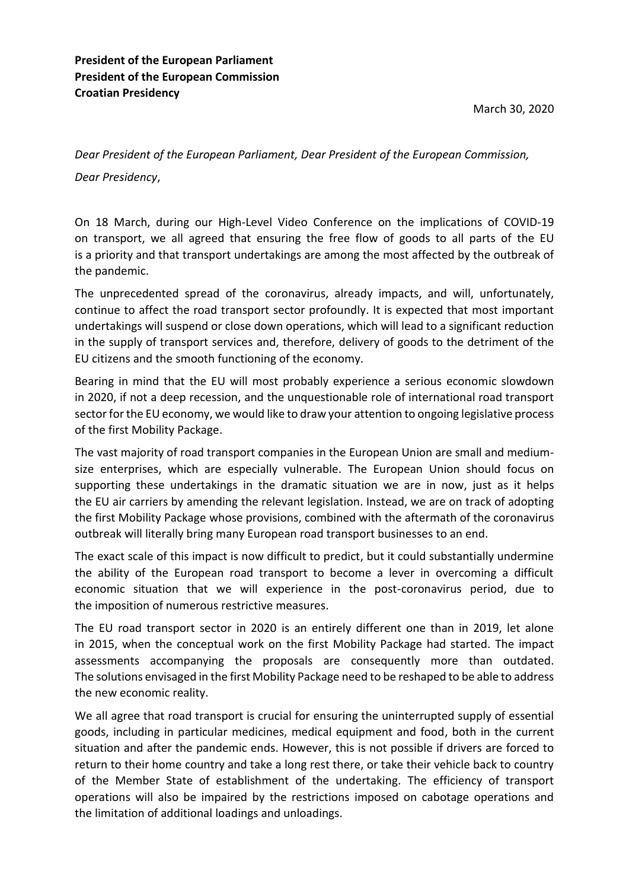**President of the European Parliament**
**President of the European Commission**
**Croatian Presidency**

March 30, 2020

*Dear President of the European Parliament, Dear President of the European Commission,*

*Dear Presidency*,

On 18 March, during our High-Level Video Conference on the implications of COVID-19 on transport, we all agreed that ensuring the free flow of goods to all parts of the EU is a priority and that transport undertakings are among the most affected by the outbreak of the pandemic.

The unprecedented spread of the coronavirus, already impacts, and will, unfortunately, continue to affect the road transport sector profoundly. It is expected that most important undertakings will suspend or close down operations, which will lead to a significant reduction in the supply of transport services and, therefore, delivery of goods to the detriment of the EU citizens and the smooth functioning of the economy.

Bearing in mind that the EU will most probably experience a serious economic slowdown in 2020, if not a deep recession, and the unquestionable role of international road transport sector for the EU economy, we would like to draw your attention to ongoing legislative process of the first Mobility Package.

The vast majority of road transport companies in the European Union are small and medium-size enterprises, which are especially vulnerable. The European Union should focus on supporting these undertakings in the dramatic situation we are in now, just as it helps the EU air carriers by amending the relevant legislation. Instead, we are on track of adopting the first Mobility Package whose provisions, combined with the aftermath of the coronavirus outbreak will literally bring many European road transport businesses to an end.

The exact scale of this impact is now difficult to predict, but it could substantially undermine the ability of the European road transport to become a lever in overcoming a difficult economic situation that we will experience in the post-coronavirus period, due to the imposition of numerous restrictive measures.

The EU road transport sector in 2020 is an entirely different one than in 2019, let alone in 2015, when the conceptual work on the first Mobility Package had started. The impact assessments accompanying the proposals are consequently more than outdated. The solutions envisaged in the first Mobility Package need to be reshaped to be able to address the new economic reality.

We all agree that road transport is crucial for ensuring the uninterrupted supply of essential goods, including in particular medicines, medical equipment and food, both in the current situation and after the pandemic ends. However, this is not possible if drivers are forced to return to their home country and take a long rest there, or take their vehicle back to country of the Member State of establishment of the undertaking. The efficiency of transport operations will also be impaired by the restrictions imposed on cabotage operations and the limitation of additional loadings and unloadings.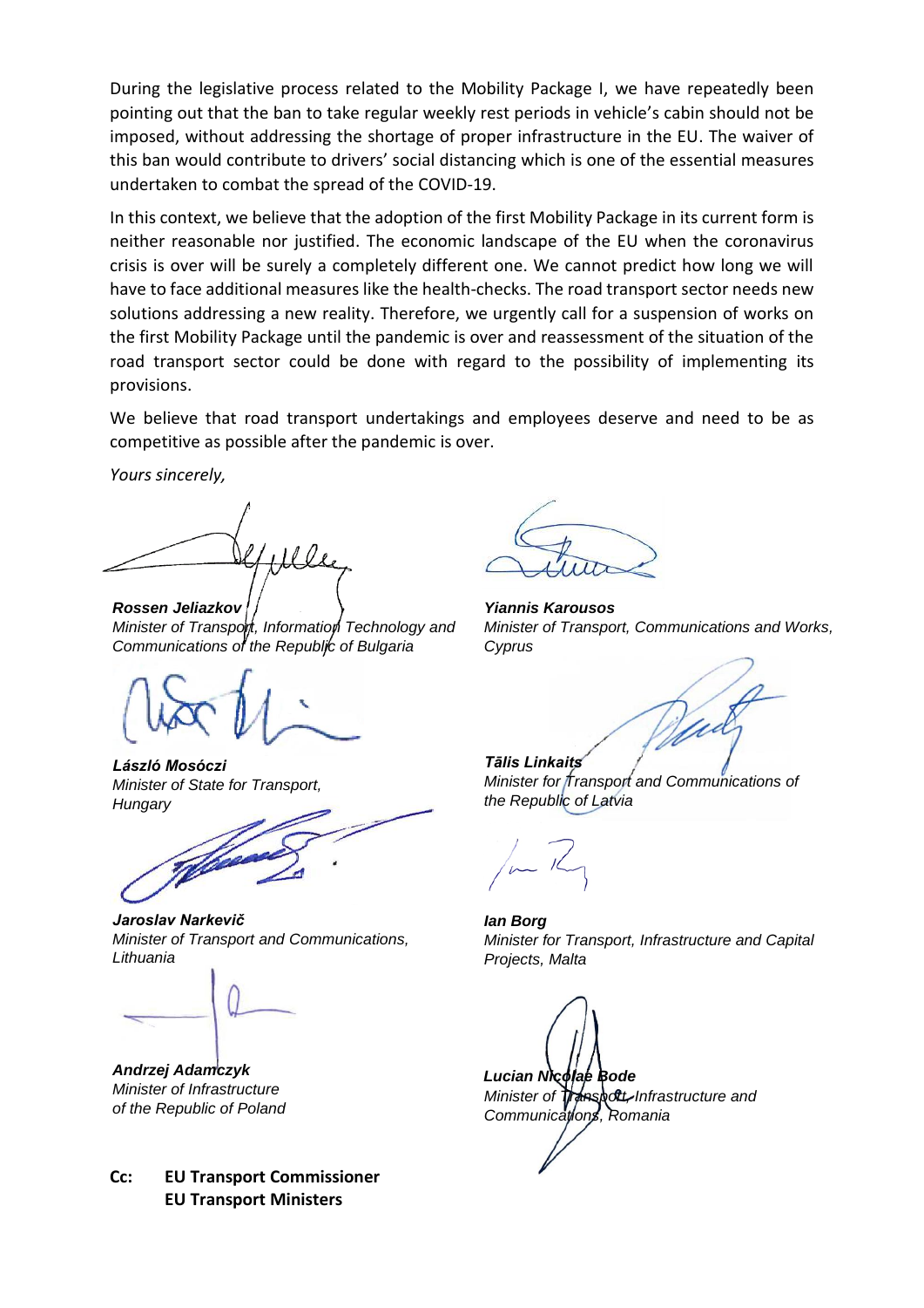During the legislative process related to the Mobility Package I, we have repeatedly been pointing out that the ban to take regular weekly rest periods in vehicle's cabin should not be imposed, without addressing the shortage of proper infrastructure in the EU. The waiver of this ban would contribute to drivers' social distancing which is one of the essential measures undertaken to combat the spread of the COVID-19.

In this context, we believe that the adoption of the first Mobility Package in its current form is neither reasonable nor justified. The economic landscape of the EU when the coronavirus crisis is over will be surely a completely different one. We cannot predict how long we will have to face additional measures like the health-checks. The road transport sector needs new solutions addressing a new reality. Therefore, we urgently call for a suspension of works on the first Mobility Package until the pandemic is over and reassessment of the situation of the road transport sector could be done with regard to the possibility of implementing its provisions.

We believe that road transport undertakings and employees deserve and need to be as competitive as possible after the pandemic is over.

*Yours sincerely,*

***Rossen Jeliazkov***
*Minister of Transport, Information Technology and Communications of the Republic of Bulgaria*

***Yiannis Karousos***
*Minister of Transport, Communications and Works, Cyprus*

***László Mosóczi***
*Minister of State for Transport, Hungary*

***Tālis Linkaits***
*Minister for Transport and Communications of the Republic of Latvia*

***Jaroslav Narkevič***
*Minister of Transport and Communications, Lithuania*

***Ian Borg***
*Minister for Transport, Infrastructure and Capital Projects, Malta*

***Andrzej Adamczyk***
*Minister of Infrastructure of the Republic of Poland*

***Lucian Nicolae Bode***
*Minister of Transport, Infrastructure and Communications, Romania*

**Cc: EU Transport Commissioner**
**EU Transport Ministers**